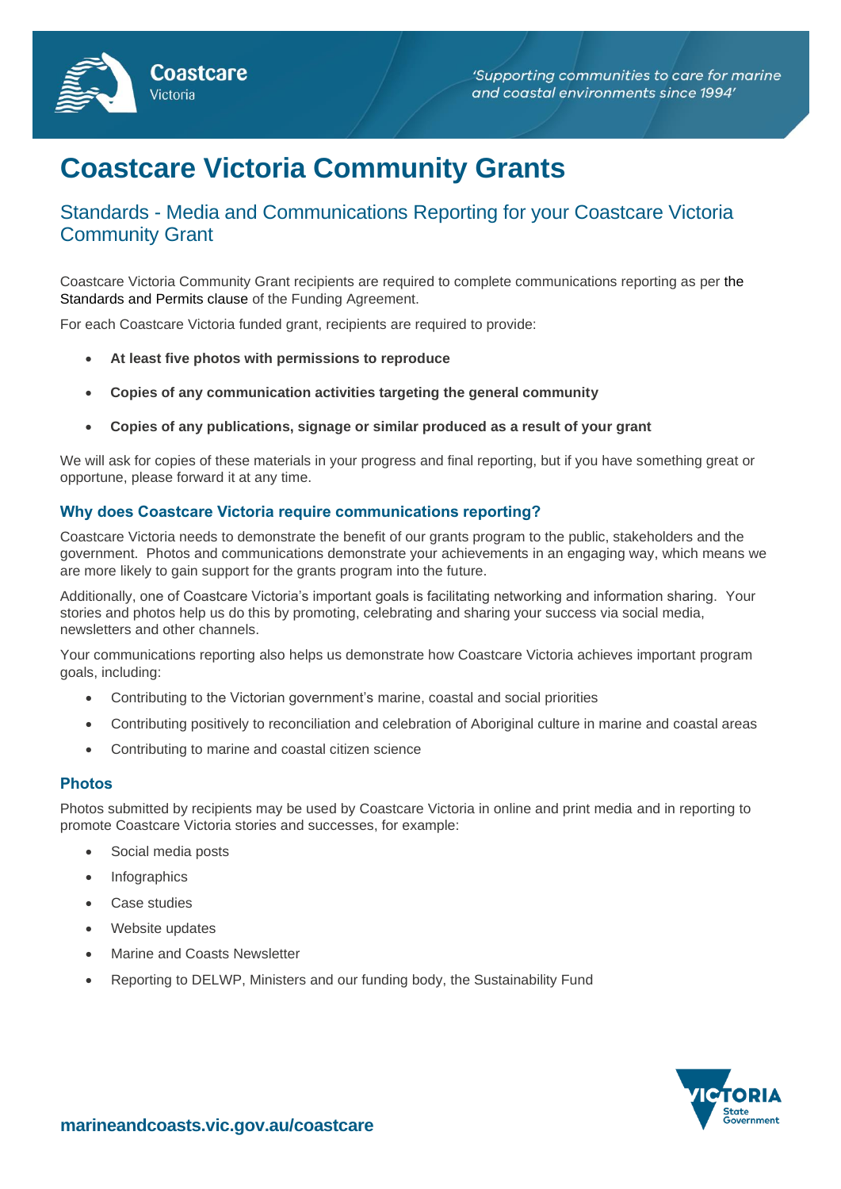# Coastcare Victoria Community Grants

## Standards - Media and Communications Reporting for your Coastcare Victoria Community Grant

Coastcare Victoria Community Grant recipients are required to complete communications reporting as per the Standards and Permits clause of the Funding Agreement.

For each Coastcare Victoria funded grant, recipients are required to provide:

- **At least five photos with permissions to reproduce**
- **Copies of any communication activities targeting the general community**
- **Copies of any publications, signage or similar produced as a result of your grant**

We will ask for copies of these materials in your progress and final reporting, but if you have something great or opportune, please forward it at any time.

### Why does Coastcare Victoria require communications reporting?

Coastcare Victoria needs to demonstrate the benefit of our grants program to the public, stakeholders and the government. Photos and communications demonstrate your achievements in an engaging way, which means we are more likely to gain support for the grants program into the future.

Additionally, one of Coastcare Victoria's important goals is facilitating networking and information sharing. Your stories and photos help us do this by promoting, celebrating and sharing your success via social media, newsletters and other channels.

Your communications reporting also helps us demonstrate how Coastcare Victoria achieves important program goals, including:

- Contributing to the Victorian government's marine, coastal and social priorities
- Contributing positively to reconciliation and celebration of Aboriginal culture in marine and coastal areas
- Contributing to marine and coastal citizen science

### Photos

Photos submitted by recipients may be used by Coastcare Victoria in online and print media and in reporting to promote Coastcare Victoria stories and successes, for example:

- Social media posts
- Infographics
- Case studies
- Website updates
- Marine and Coasts Newsletter
- Reporting to DELWP, Ministers and our funding body, the Sustainability Fund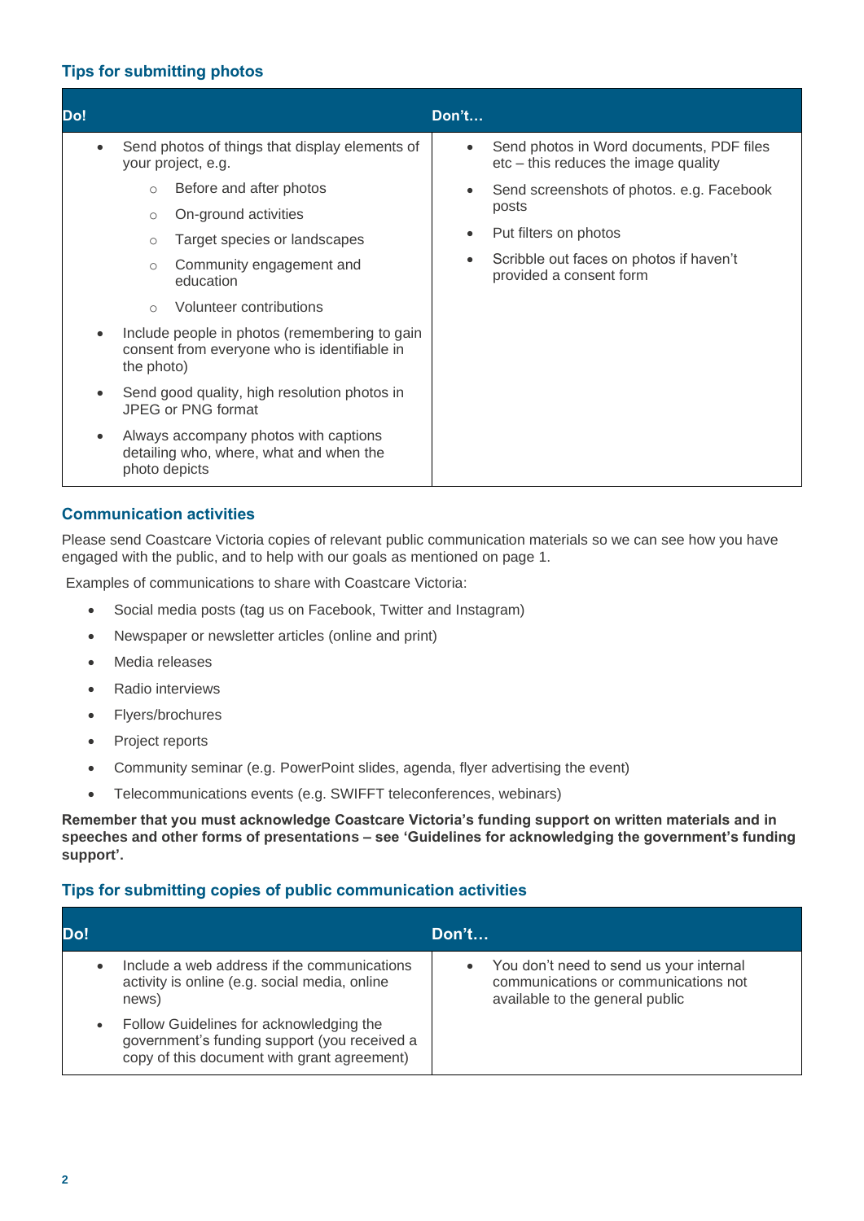### Tips for submitting photos

| Do! | Don't… |
| --- | --- |
| • Send photos of things that display elements of your project, e.g.<br>  ○ Before and after photos<br>  ○ On-ground activities<br>  ○ Target species or landscapes<br>  ○ Community engagement and education<br>  ○ Volunteer contributions<br>• Include people in photos (remembering to gain consent from everyone who is identifiable in the photo)<br>• Send good quality, high resolution photos in JPEG or PNG format<br>• Always accompany photos with captions detailing who, where, what and when the photo depicts | • Send photos in Word documents, PDF files etc – this reduces the image quality<br>• Send screenshots of photos. e.g. Facebook posts<br>• Put filters on photos<br>• Scribble out faces on photos if haven't provided a consent form |

### Communication activities

Please send Coastcare Victoria copies of relevant public communication materials so we can see how you have engaged with the public, and to help with our goals as mentioned on page 1.

Examples of communications to share with Coastcare Victoria:

- Social media posts (tag us on Facebook, Twitter and Instagram)
- Newspaper or newsletter articles (online and print)
- Media releases
- Radio interviews
- Flyers/brochures
- Project reports
- Community seminar (e.g. PowerPoint slides, agenda, flyer advertising the event)
- Telecommunications events (e.g. SWIFFT teleconferences, webinars)

**Remember that you must acknowledge Coastcare Victoria's funding support on written materials and in speeches and other forms of presentations – see 'Guidelines for acknowledging the government's funding support'.**

### Tips for submitting copies of public communication activities

| Do! | Don't… |
| --- | --- |
| • Include a web address if the communications activity is online (e.g. social media, online news)<br>• Follow Guidelines for acknowledging the government's funding support (you received a copy of this document with grant agreement) | • You don't need to send us your internal communications or communications not available to the general public |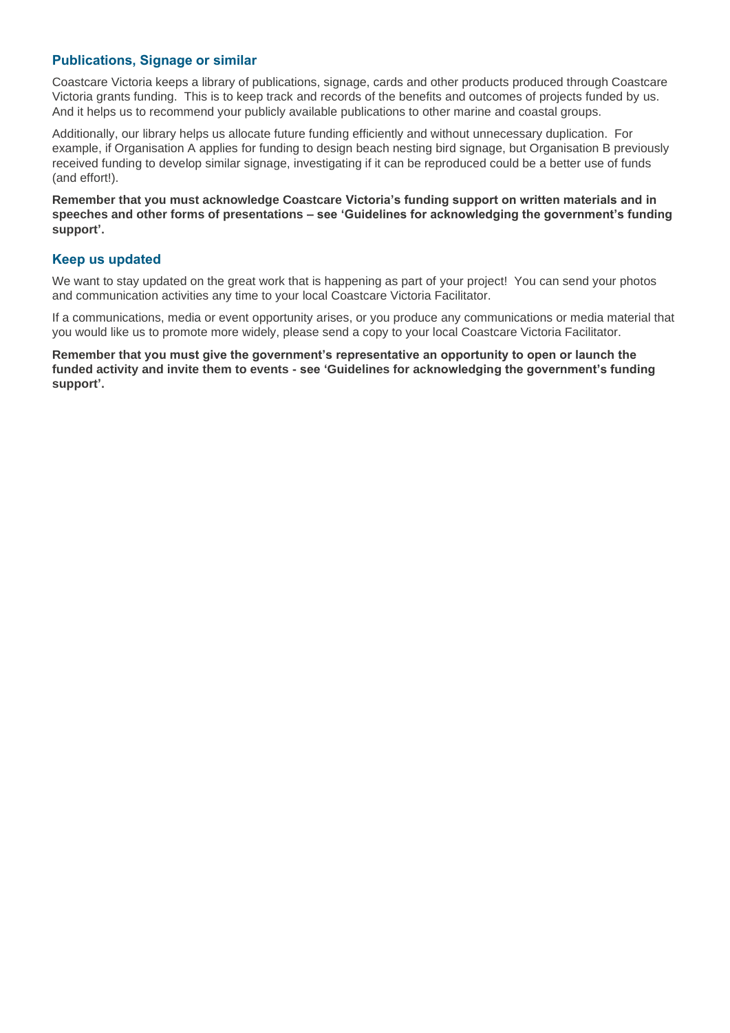## Publications, Signage or similar

Coastcare Victoria keeps a library of publications, signage, cards and other products produced through Coastcare Victoria grants funding. This is to keep track and records of the benefits and outcomes of projects funded by us. And it helps us to recommend your publicly available publications to other marine and coastal groups.

Additionally, our library helps us allocate future funding efficiently and without unnecessary duplication. For example, if Organisation A applies for funding to design beach nesting bird signage, but Organisation B previously received funding to develop similar signage, investigating if it can be reproduced could be a better use of funds (and effort!).

**Remember that you must acknowledge Coastcare Victoria's funding support on written materials and in speeches and other forms of presentations – see 'Guidelines for acknowledging the government's funding support'.**

## Keep us updated

We want to stay updated on the great work that is happening as part of your project! You can send your photos and communication activities any time to your local Coastcare Victoria Facilitator.

If a communications, media or event opportunity arises, or you produce any communications or media material that you would like us to promote more widely, please send a copy to your local Coastcare Victoria Facilitator.

**Remember that you must give the government's representative an opportunity to open or launch the funded activity and invite them to events - see 'Guidelines for acknowledging the government's funding support'.**